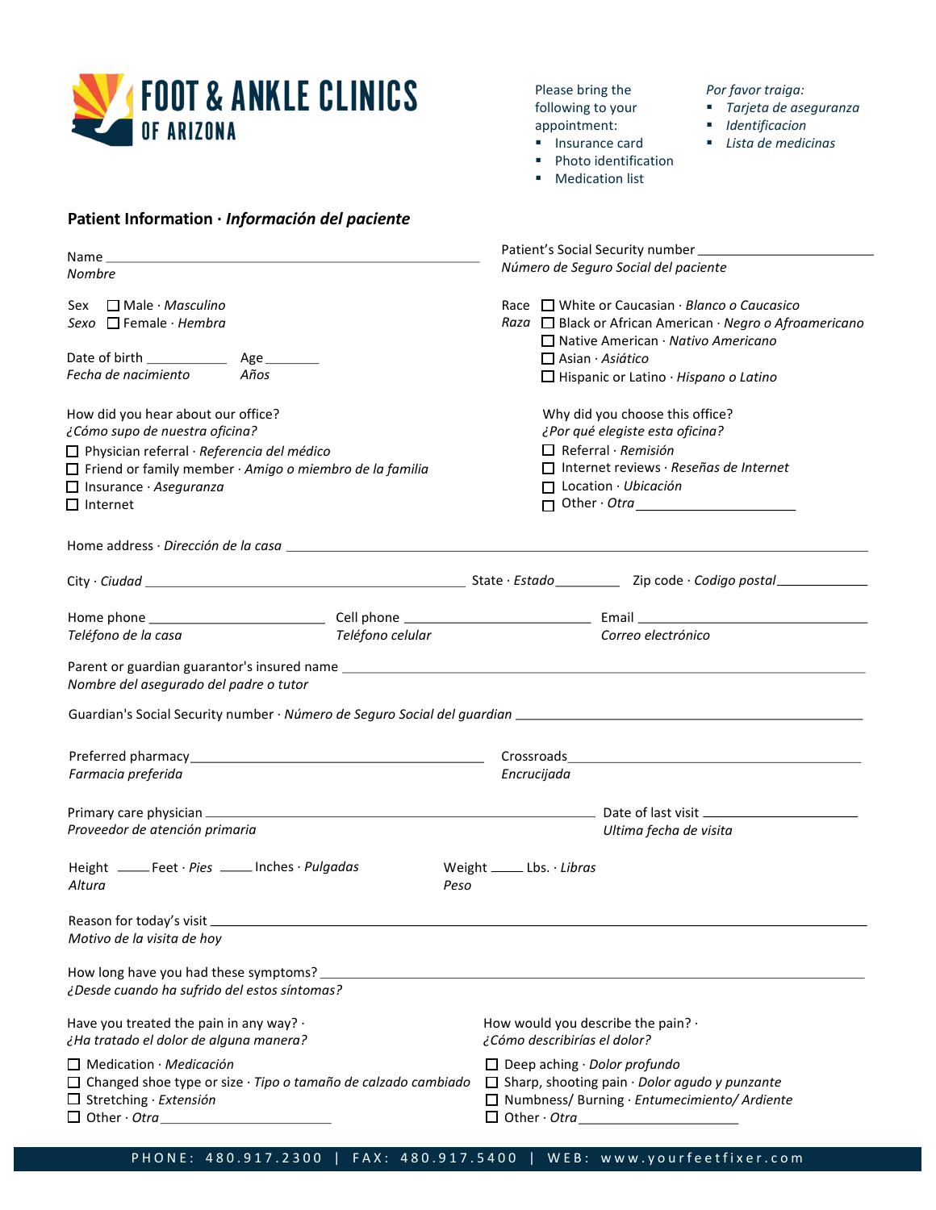# FOOT & ANKLE CLINICS OF ARIZONA

Please bring the following to your appointment:
- Insurance card
- Photo identification
- Medication list

*Por favor traiga:*
- *Tarjeta de aseguranza*
- *Identificacion*
- *Lista de medicinas*

## Patient Information · *Información del paciente*

Name ________________________________
*Nombre*

Patient's Social Security number ____________________
*Número de Seguro Social del paciente*

Sex / *Sexo*
- ☐ Male · *Masculino*
- ☐ Female · *Hembra*

Date of birth ____________ / *Fecha de nacimiento*  Age ________ / *Años*

Race / *Raza*
- ☐ White or Caucasian · *Blanco o Caucasico*
- ☐ Black or African American · *Negro o Afroamericano*
- ☐ Native American · *Nativo Americano*
- ☐ Asian · *Asiático*
- ☐ Hispanic or Latino · *Hispano o Latino*

How did you hear about our office?
*¿Cómo supo de nuestra oficina?*
- ☐ Physician referral · *Referencia del médico*
- ☐ Friend or family member · *Amigo o miembro de la familia*
- ☐ Insurance · *Aseguranza*
- ☐ Internet

Why did you choose this office?
*¿Por qué elegiste esta oficina?*
- ☐ Referral · *Remisión*
- ☐ Internet reviews · *Reseñas de Internet*
- ☐ Location · *Ubicación*
- ☐ Other · *Otra* ____________________

Home address · *Dirección de la casa* ________________________________

City · *Ciudad* ____________________ State · *Estado* ________ Zip code · *Codigo postal* ____________

Home phone ____________________ / *Teléfono de la casa*
Cell phone ____________________ / *Teléfono celular*
Email ____________________ / *Correo electrónico*

Parent or guardian guarantor's insured name ________________________________
*Nombre del asegurado del padre o tutor*

Guardian's Social Security number · *Número de Seguro Social del guardian* ____________________

Preferred pharmacy ____________________
*Farmacia preferida*

Crossroads ____________________
*Encrucijada*

Primary care physician ____________________
*Proveedor de atención primaria*

Date of last visit ____________________
*Ultima fecha de visita*

Height ____ Feet · *Pies* ____ Inches · *Pulgadas*
*Altura*

Weight ____ Lbs. · *Libras*
*Peso*

Reason for today's visit ________________________________
*Motivo de la visita de hoy*

How long have you had these symptoms? ________________________________
*¿Desde cuando ha sufrido del estos síntomas?*

Have you treated the pain in any way? ·
*¿Ha tratado el dolor de alguna manera?*
- ☐ Medication · *Medicación*
- ☐ Changed shoe type or size · *Tipo o tamaño de calzado cambiado*
- ☐ Stretching · *Extensión*
- ☐ Other · *Otra* ____________________

How would you describe the pain? ·
*¿Cómo describirías el dolor?*
- ☐ Deep aching · *Dolor profundo*
- ☐ Sharp, shooting pain · *Dolor agudo y punzante*
- ☐ Numbness/ Burning · *Entumecimiento/ Ardiente*
- ☐ Other · *Otra* ____________________

PHONE: 480.917.2300 | FAX: 480.917.5400 | WEB: www.yourfeetfixer.com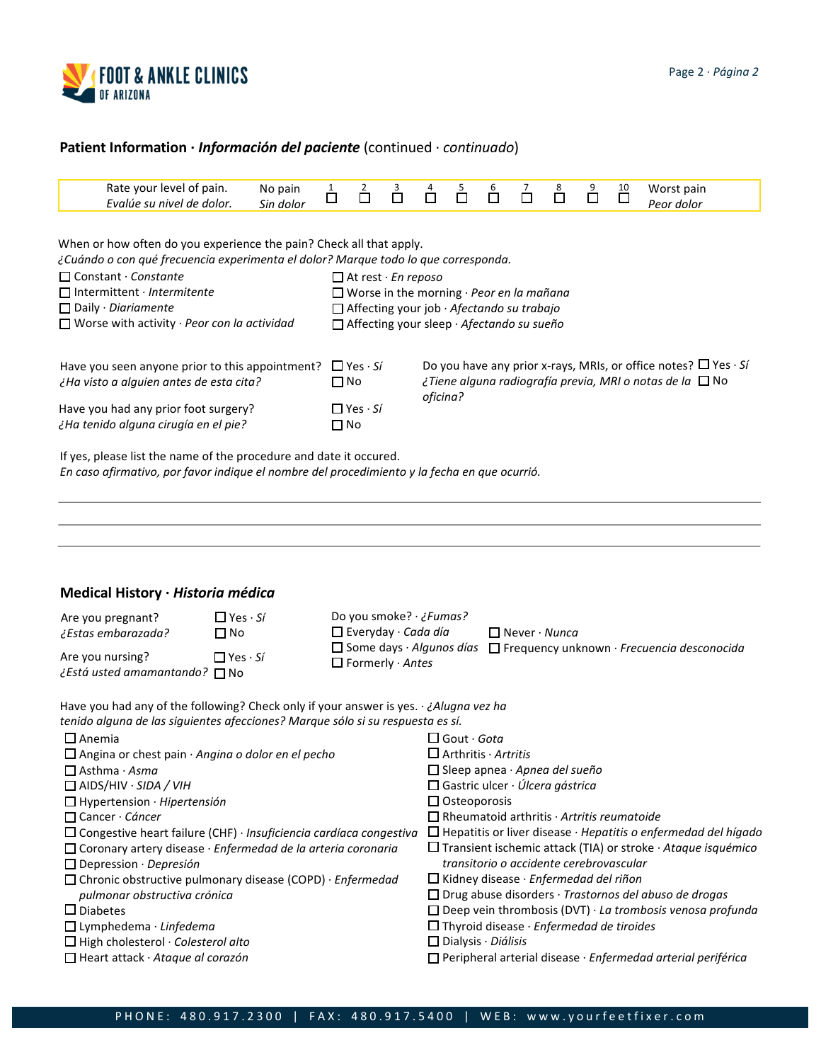## Patient Information · *Información del paciente* (continued · *continuado*)

Rate your level of pain. *Evalúe su nivel de dolor.* No pain *Sin dolor* ☐ 1 ☐ 2 ☐ 3 ☐ 4 ☐ 5 ☐ 6 ☐ 7 ☐ 8 ☐ 9 ☐ 10 Worst pain *Peor dolor*

When or how often do you experience the pain? Check all that apply.
*¿Cuándo o con qué frecuencia experimenta el dolor? Marque todo lo que corresponda.*

- ☐ Constant · *Constante*
- ☐ Intermittent · *Intermitente*
- ☐ Daily · *Diariamente*
- ☐ Worse with activity · *Peor con la actividad*
- ☐ At rest · *En reposo*
- ☐ Worse in the morning · *Peor en la mañana*
- ☐ Affecting your job · *Afectando su trabajo*
- ☐ Affecting your sleep · *Afectando su sueño*

Have you seen anyone prior to this appointment? *¿Ha visto a alguien antes de esta cita?* ☐ Yes · *Sí* ☐ No

Do you have any prior x-rays, MRIs, or office notes? *¿Tiene alguna radiografía previa, MRI o notas de la oficina?* ☐ Yes · *Sí* ☐ No

Have you had any prior foot surgery? *¿Ha tenido alguna cirugía en el pie?* ☐ Yes · *Sí* ☐ No

If yes, please list the name of the procedure and date it occured.
*En caso afirmativo, por favor indique el nombre del procedimiento y la fecha en que ocurrió.*

\_\_\_\_\_\_\_\_\_\_\_\_\_\_\_\_\_\_\_\_\_\_\_\_\_\_\_\_\_\_\_\_\_\_\_\_\_\_\_\_\_\_\_\_\_\_\_\_\_\_\_\_\_\_\_\_\_\_\_\_\_\_\_\_\_\_\_\_\_\_\_\_\_\_\_\_

\_\_\_\_\_\_\_\_\_\_\_\_\_\_\_\_\_\_\_\_\_\_\_\_\_\_\_\_\_\_\_\_\_\_\_\_\_\_\_\_\_\_\_\_\_\_\_\_\_\_\_\_\_\_\_\_\_\_\_\_\_\_\_\_\_\_\_\_\_\_\_\_\_\_\_\_

\_\_\_\_\_\_\_\_\_\_\_\_\_\_\_\_\_\_\_\_\_\_\_\_\_\_\_\_\_\_\_\_\_\_\_\_\_\_\_\_\_\_\_\_\_\_\_\_\_\_\_\_\_\_\_\_\_\_\_\_\_\_\_\_\_\_\_\_\_\_\_\_\_\_\_\_

## Medical History · *Historia médica*

Are you pregnant? *¿Estas embarazada?* ☐ Yes · *Sí* ☐ No

Are you nursing? *¿Está usted amamantando?* ☐ Yes · *Sí* ☐ No

Do you smoke? · *¿Fumas?*
- ☐ Everyday · *Cada día*
- ☐ Some days · *Algunos días*
- ☐ Formerly · *Antes*
- ☐ Never · *Nunca*
- ☐ Frequency unknown · *Frecuencia desconocida*

Have you had any of the following? Check only if your answer is yes. · *¿Alugna vez ha tenido alguna de las siguientes afecciones? Marque sólo si su respuesta es sí.*

- ☐ Anemia
- ☐ Angina or chest pain · *Angina o dolor en el pecho*
- ☐ Asthma · *Asma*
- ☐ AIDS/HIV · *SIDA / VIH*
- ☐ Hypertension · *Hipertensión*
- ☐ Cancer · *Cáncer*
- ☐ Congestive heart failure (CHF) · *Insuficiencia cardíaca congestiva*
- ☐ Coronary artery disease · *Enfermedad de la arteria coronaria*
- ☐ Depression · *Depresión*
- ☐ Chronic obstructive pulmonary disease (COPD) · *Enfermedad pulmonar obstructiva crónica*
- ☐ Diabetes
- ☐ Lymphedema · *Linfedema*
- ☐ High cholesterol · *Colesterol alto*
- ☐ Heart attack · *Ataque al corazón*
- ☐ Gout · *Gota*
- ☐ Arthritis · *Artritis*
- ☐ Sleep apnea · *Apnea del sueño*
- ☐ Gastric ulcer · *Úlcera gástrica*
- ☐ Osteoporosis
- ☐ Rheumatoid arthritis · *Artritis reumatoide*
- ☐ Hepatitis or liver disease · *Hepatitis o enfermedad del hígado*
- ☐ Transient ischemic attack (TIA) or stroke · *Ataque isquémico transitorio o accidente cerebrovascular*
- ☐ Kidney disease · *Enfermedad del riñon*
- ☐ Drug abuse disorders · *Trastornos del abuso de drogas*
- ☐ Deep vein thrombosis (DVT) · *La trombosis venosa profunda*
- ☐ Thyroid disease · *Enfermedad de tiroides*
- ☐ Dialysis · *Diálisis*
- ☐ Peripheral arterial disease · *Enfermedad arterial periférica*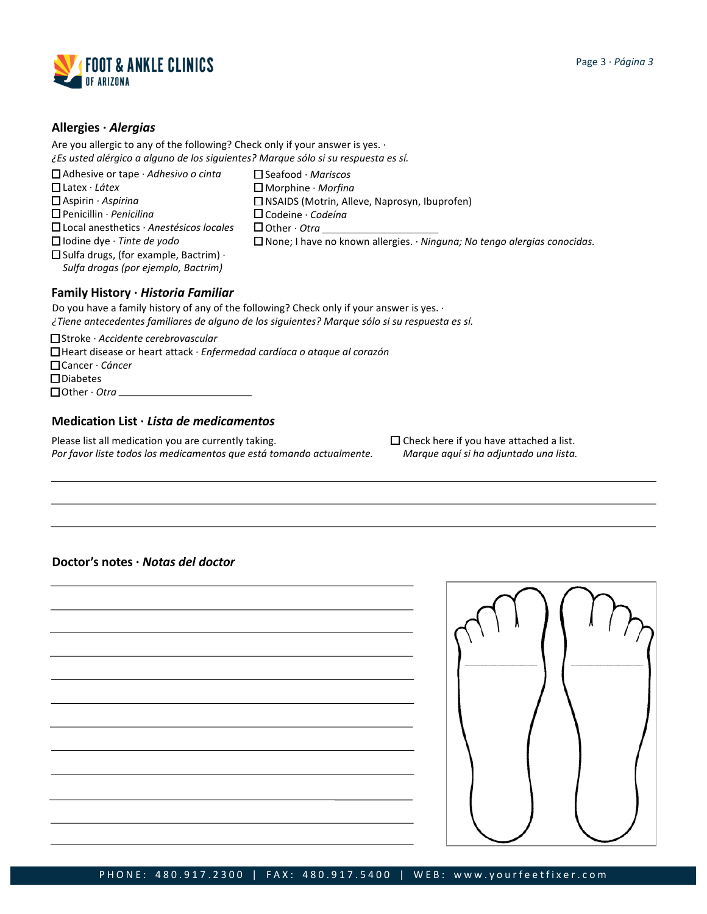**FOOT & ANKLE CLINICS OF ARIZONA**

## Allergies · *Alergias*

Are you allergic to any of the following? Check only if your answer is yes. ·
*¿Es usted alérgico a alguno de los siguientes? Marque sólo si su respuesta es sí.*

- ☐ Adhesive or tape · *Adhesivo o cinta*
- ☐ Latex · *Látex*
- ☐ Aspirin · *Aspirina*
- ☐ Penicillin · *Penicilina*
- ☐ Local anesthetics · *Anestésicos locales*
- ☐ Iodine dye · *Tinte de yodo*
- ☐ Sulfa drugs, (for example, Bactrim) · *Sulfa drogas (por ejemplo, Bactrim)*
- ☐ Seafood · *Mariscos*
- ☐ Morphine · *Morfina*
- ☐ NSAIDS (Motrin, Alleve, Naprosyn, Ibuprofen)
- ☐ Codeine · *Codeína*
- ☐ Other · *Otra* ____________________
- ☐ None; I have no known allergies. · *Ninguna; No tengo alergias conocidas.*

## Family History · *Historia Familiar*

Do you have a family history of any of the following? Check only if your answer is yes. ·
*¿Tiene antecedentes familiares de alguno de los siguientes? Marque sólo si su respuesta es sí.*

- ☐ Stroke · *Accidente cerebrovascular*
- ☐ Heart disease or heart attack · *Enfermedad cardíaca o ataque al corazón*
- ☐ Cancer · *Cáncer*
- ☐ Diabetes
- ☐ Other · *Otra* ____________________

## Medication List · *Lista de medicamentos*

Please list all medication you are currently taking.
*Por favor liste todos los medicamentos que está tomando actualmente.*

☐ Check here if you have attached a list.
*Marque aquí si ha adjuntado una lista.*

________________________________________________________________________________

________________________________________________________________________________

________________________________________________________________________________

## Doctor's notes · *Notas del doctor*

____________________________________________________________

____________________________________________________________

____________________________________________________________

____________________________________________________________

____________________________________________________________

____________________________________________________________

____________________________________________________________

____________________________________________________________

____________________________________________________________

____________________________________________________________

____________________________________________________________

____________________________________________________________

PHONE: 480.917.2300 | FAX: 480.917.5400 | WEB: www.yourfeetfixer.com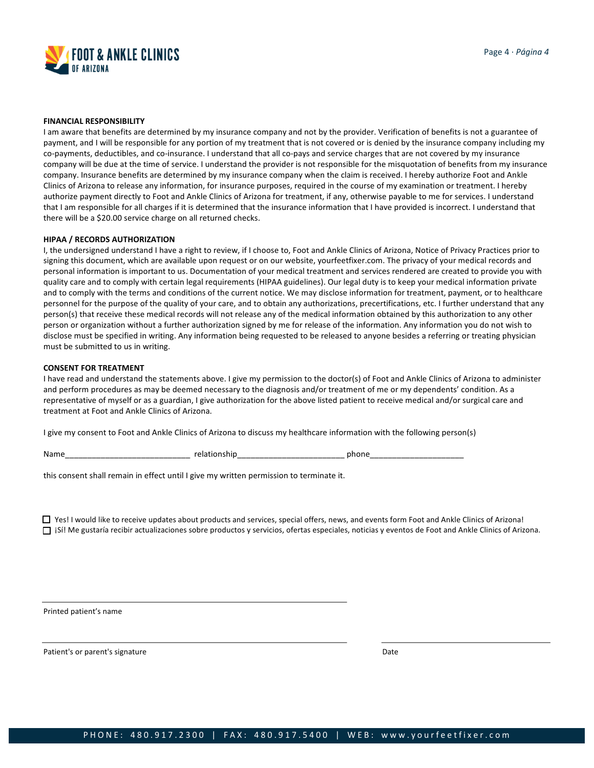**FINANCIAL RESPONSIBILITY**

I am aware that benefits are determined by my insurance company and not by the provider. Verification of benefits is not a guarantee of payment, and I will be responsible for any portion of my treatment that is not covered or is denied by the insurance company including my co-payments, deductibles, and co-insurance. I understand that all co-pays and service charges that are not covered by my insurance company will be due at the time of service. I understand the provider is not responsible for the misquotation of benefits from my insurance company. Insurance benefits are determined by my insurance company when the claim is received. I hereby authorize Foot and Ankle Clinics of Arizona to release any information, for insurance purposes, required in the course of my examination or treatment. I hereby authorize payment directly to Foot and Ankle Clinics of Arizona for treatment, if any, otherwise payable to me for services. I understand that I am responsible for all charges if it is determined that the insurance information that I have provided is incorrect. I understand that there will be a $20.00 service charge on all returned checks.

**HIPAA / RECORDS AUTHORIZATION**

I, the undersigned understand I have a right to review, if I choose to, Foot and Ankle Clinics of Arizona, Notice of Privacy Practices prior to signing this document, which are available upon request or on our website, yourfeetfixer.com. The privacy of your medical records and personal information is important to us. Documentation of your medical treatment and services rendered are created to provide you with quality care and to comply with certain legal requirements (HIPAA guidelines). Our legal duty is to keep your medical information private and to comply with the terms and conditions of the current notice. We may disclose information for treatment, payment, or to healthcare personnel for the purpose of the quality of your care, and to obtain any authorizations, precertifications, etc. I further understand that any person(s) that receive these medical records will not release any of the medical information obtained by this authorization to any other person or organization without a further authorization signed by me for release of the information. Any information you do not wish to disclose must be specified in writing. Any information being requested to be released to anyone besides a referring or treating physician must be submitted to us in writing.

**CONSENT FOR TREATMENT**

I have read and understand the statements above. I give my permission to the doctor(s) of Foot and Ankle Clinics of Arizona to administer and perform procedures as may be deemed necessary to the diagnosis and/or treatment of me or my dependents' condition. As a representative of myself or as a guardian, I give authorization for the above listed patient to receive medical and/or surgical care and treatment at Foot and Ankle Clinics of Arizona.

I give my consent to Foot and Ankle Clinics of Arizona to discuss my healthcare information with the following person(s)

Name____________________________ relationship________________________ phone_____________________

this consent shall remain in effect until I give my written permission to terminate it.

☐ Yes! I would like to receive updates about products and services, special offers, news, and events form Foot and Ankle Clinics of Arizona!

☐ ¡Sí! Me gustaría recibir actualizaciones sobre productos y servicios, ofertas especiales, noticias y eventos de Foot and Ankle Clinics of Arizona.

____________________________________________

Printed patient's name

____________________________________________ ____________________

Patient's or parent's signature Date